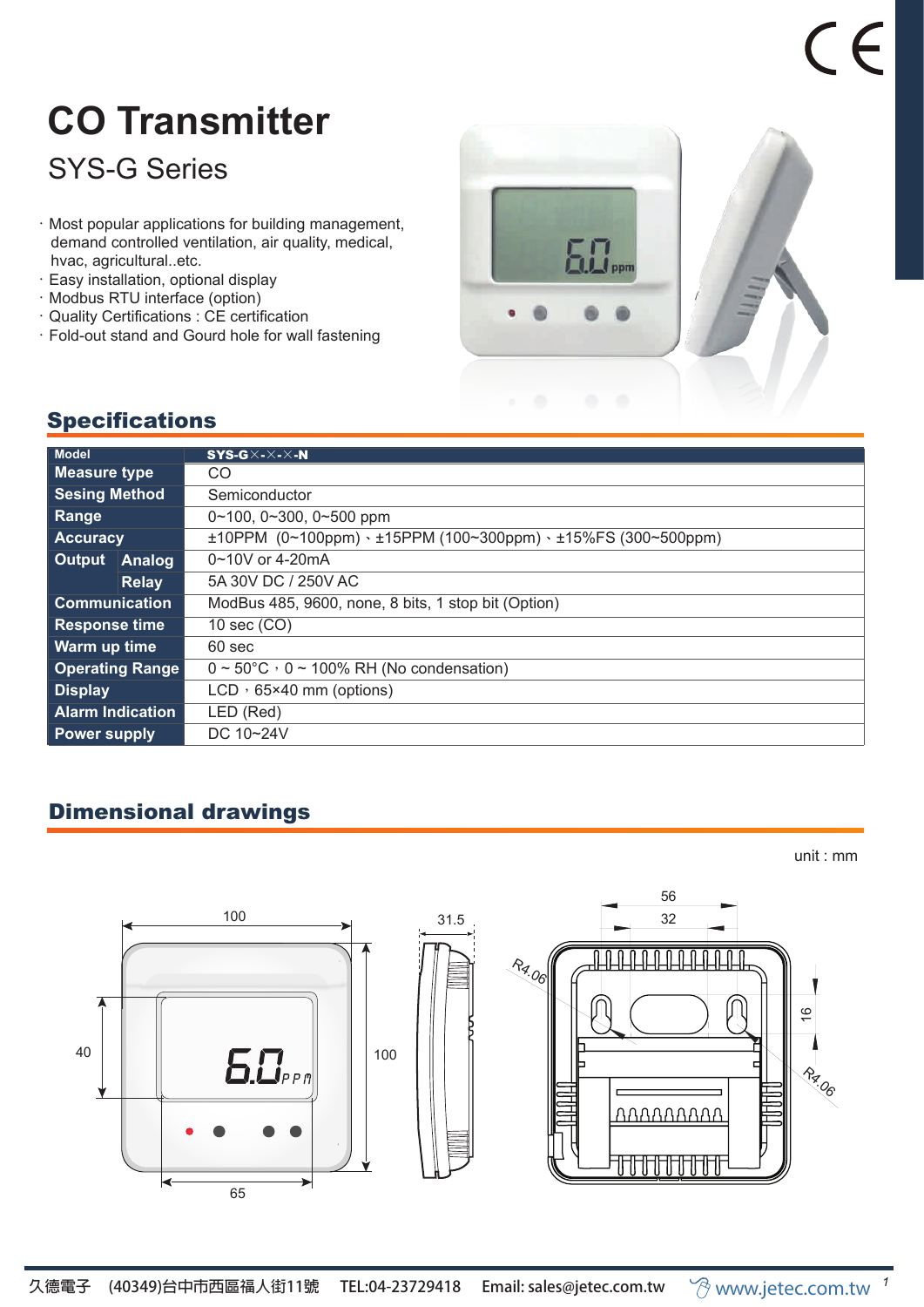# CO Transmitter

## SYS-G Series

- Most popular applications for building management, demand controlled ventilation, air quality, medical, hvac, agricultural..etc.
- Easy installation, optional display
- Modbus RTU interface (option)
- Quality Certifications : CE certification
- Fold-out stand and Gourd hole for wall fastening

## Specifications

| Model | | SYS-G×-×-×-N |
|---|---|---|
| Measure type | | CO |
| Sesing Method | | Semiconductor |
| Range | | 0~100, 0~300, 0~500 ppm |
| Accuracy | | ±10PPM (0~100ppm)、±15PPM (100~300ppm)、±15%FS (300~500ppm) |
| Output | Analog | 0~10V or 4-20mA |
| | Relay | 5A 30V DC / 250V AC |
| Communication | | ModBus 485, 9600, none, 8 bits, 1 stop bit (Option) |
| Response time | | 10 sec (CO) |
| Warm up time | | 60 sec |
| Operating Range | | 0 ~ 50°C，0 ~ 100% RH (No condensation) |
| Display | | LCD，65×40 mm (options) |
| Alarm Indication | | LED (Red) |
| Power supply | | DC 10~24V |

## Dimensional drawings

unit : mm

100 / 40 / 65 / 100 / 31.5 / 56 / 32 / 16 / R4.06 / R4.06

久德電子 (40349)台中市西區福人街11號 TEL:04-23729418 Email: sales@jetec.com.tw www.jetec.com.tw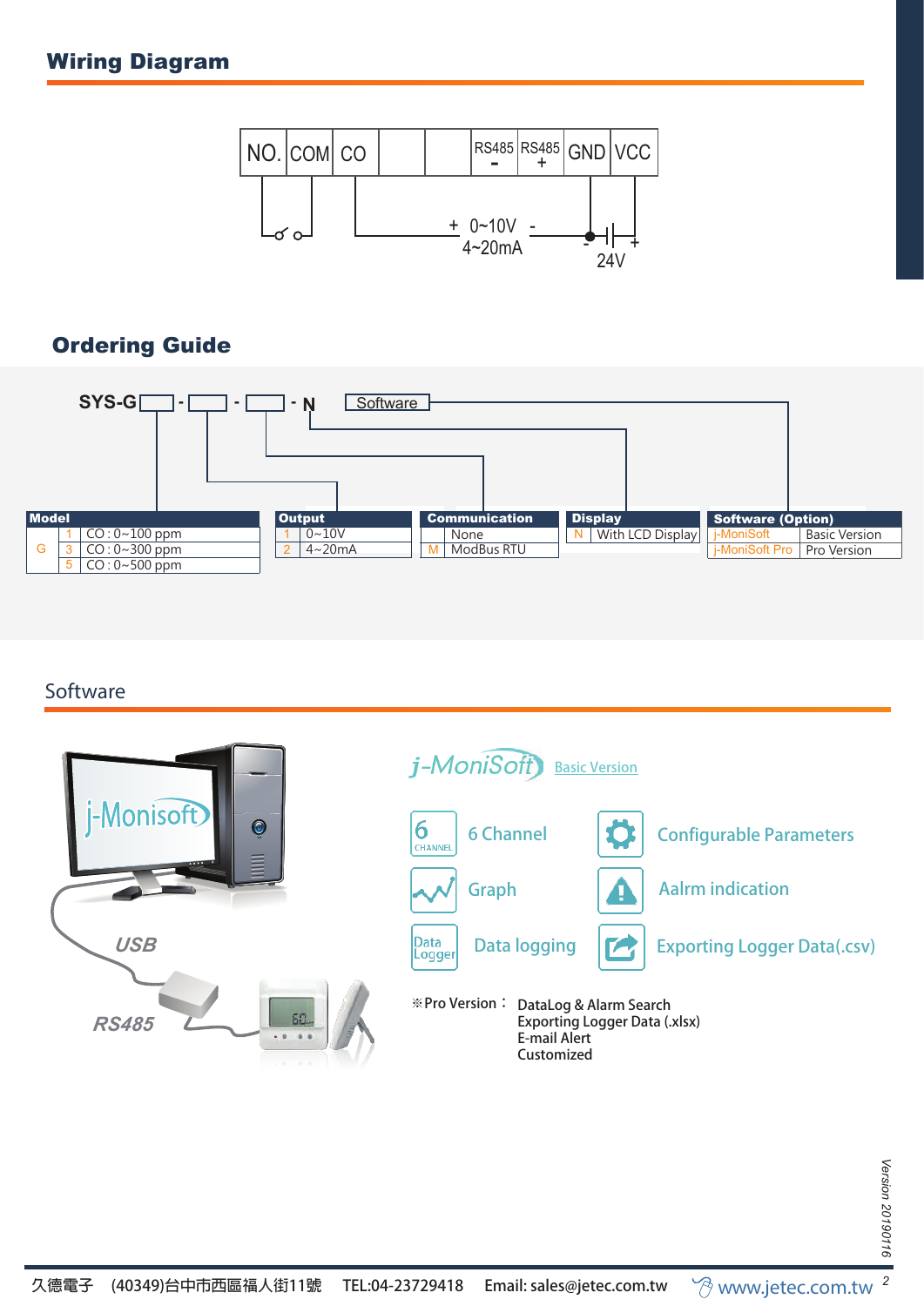## Wiring Diagram

NO. | COM | CO | | | RS485 - | RS485 + | GND | VCC

+ 0~10V -
4~20mA

24V

## Ordering Guide

SYS-G ☐ - ☐ - ☐ - N Software

| Model | | |
|---|---|---|
| G | 1 | CO : 0~100 ppm |
| | 3 | CO : 0~300 ppm |
| | 5 | CO : 0~500 ppm |

| Output | |
|---|---|
| 1 | 0~10V |
| 2 | 4~20mA |

| Communication | |
|---|---|
| | None |
| M | ModBus RTU |

| Display | |
|---|---|
| N | With LCD Display |

| Software (Option) | |
|---|---|
| j-MoniSoft | Basic Version |
| j-MoniSoft Pro | Pro Version |

## Software

USB

RS485

j-MoniSoft Basic Version

- 6 Channel
- Configurable Parameters
- Graph
- Aalrm indication
- Data logging
- Exporting Logger Data(.csv)

※Pro Version： DataLog & Alarm Search
Exporting Logger Data (.xlsx)
E-mail Alert
Customized

Version 20190116

久德電子 (40349)台中市西區福人街11號 TEL:04-23729418 Email: sales@jetec.com.tw www.jetec.com.tw